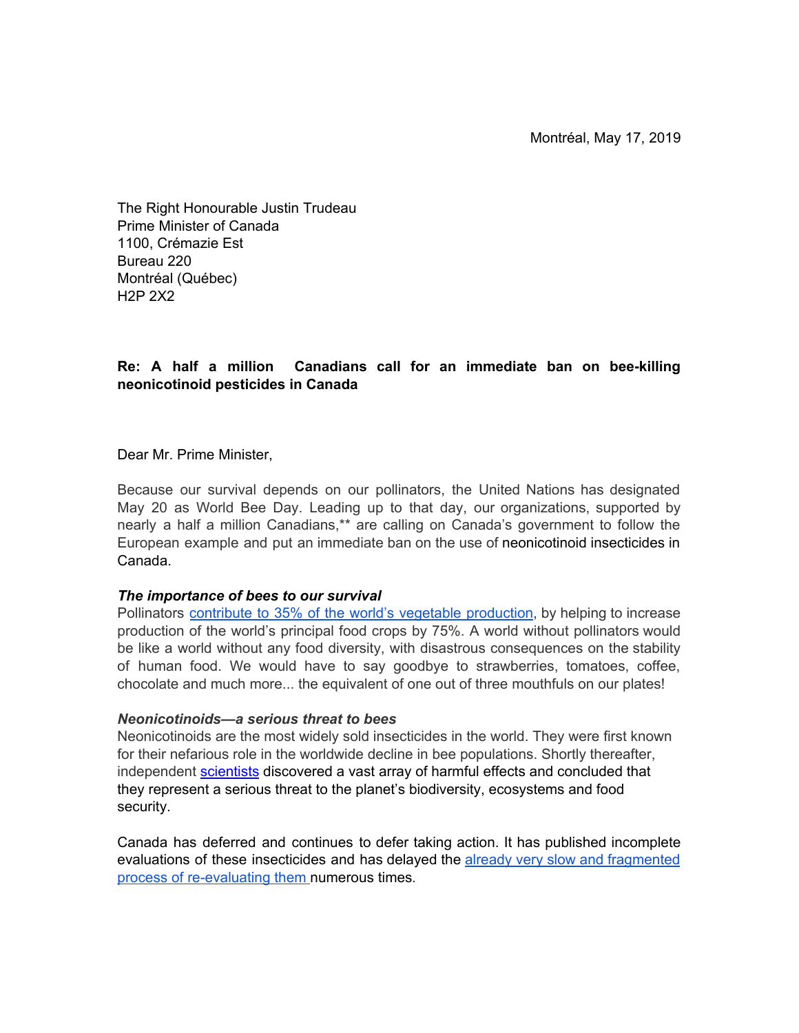Montréal, May 17, 2019

The Right Honourable Justin Trudeau
Prime Minister of Canada
1100, Crémazie Est
Bureau 220
Montréal (Québec)
H2P 2X2

**Re: A half a million Canadians call for an immediate ban on bee-killing neonicotinoid pesticides in Canada**

Dear Mr. Prime Minister,

Because our survival depends on our pollinators, the United Nations has designated May 20 as World Bee Day. Leading up to that day, our organizations, supported by nearly a half a million Canadians,** are calling on Canada's government to follow the European example and put an immediate ban on the use of neonicotinoid insecticides in Canada.

***The importance of bees to our survival***
Pollinators contribute to 35% of the world's vegetable production, by helping to increase production of the world's principal food crops by 75%. A world without pollinators would be like a world without any food diversity, with disastrous consequences on the stability of human food. We would have to say goodbye to strawberries, tomatoes, coffee, chocolate and much more... the equivalent of one out of three mouthfuls on our plates!

***Neonicotinoids—a serious threat to bees***
Neonicotinoids are the most widely sold insecticides in the world. They were first known for their nefarious role in the worldwide decline in bee populations. Shortly thereafter, independent scientists discovered a vast array of harmful effects and concluded that they represent a serious threat to the planet's biodiversity, ecosystems and food security.

Canada has deferred and continues to defer taking action. It has published incomplete evaluations of these insecticides and has delayed the already very slow and fragmented process of re-evaluating them numerous times.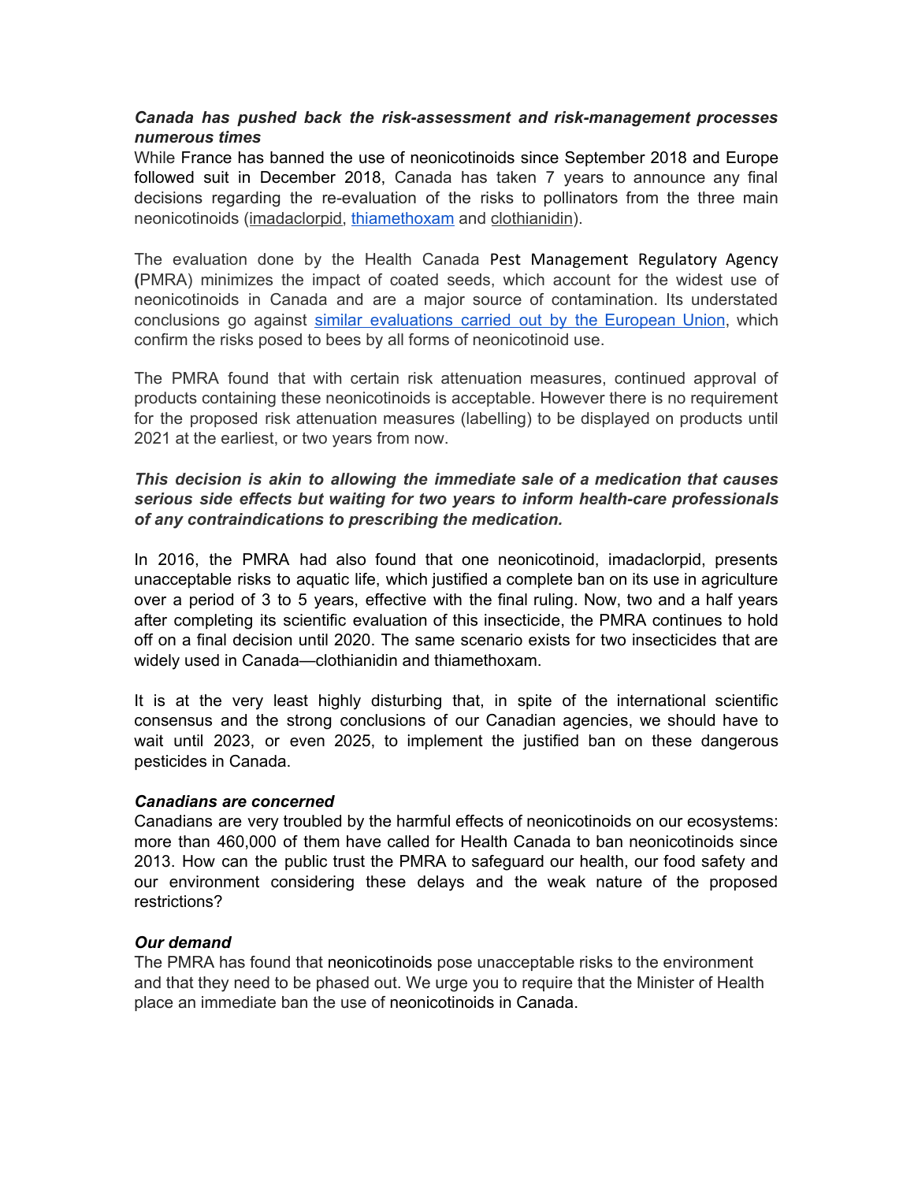***Canada has pushed back the risk-assessment and risk-management processes numerous times***

While France has banned the use of neonicotinoids since September 2018 and Europe followed suit in December 2018, Canada has taken 7 years to announce any final decisions regarding the re-evaluation of the risks to pollinators from the three main neonicotinoids (imadaclorpid, thiamethoxam and clothianidin).

The evaluation done by the Health Canada Pest Management Regulatory Agency (PMRA) minimizes the impact of coated seeds, which account for the widest use of neonicotinoids in Canada and are a major source of contamination. Its understated conclusions go against similar evaluations carried out by the European Union, which confirm the risks posed to bees by all forms of neonicotinoid use.

The PMRA found that with certain risk attenuation measures, continued approval of products containing these neonicotinoids is acceptable. However there is no requirement for the proposed risk attenuation measures (labelling) to be displayed on products until 2021 at the earliest, or two years from now.

***This decision is akin to allowing the immediate sale of a medication that causes serious side effects but waiting for two years to inform health-care professionals of any contraindications to prescribing the medication.***

In 2016, the PMRA had also found that one neonicotinoid, imadaclorpid, presents unacceptable risks to aquatic life, which justified a complete ban on its use in agriculture over a period of 3 to 5 years, effective with the final ruling. Now, two and a half years after completing its scientific evaluation of this insecticide, the PMRA continues to hold off on a final decision until 2020. The same scenario exists for two insecticides that are widely used in Canada—clothianidin and thiamethoxam.

It is at the very least highly disturbing that, in spite of the international scientific consensus and the strong conclusions of our Canadian agencies, we should have to wait until 2023, or even 2025, to implement the justified ban on these dangerous pesticides in Canada.

***Canadians are concerned***

Canadians are very troubled by the harmful effects of neonicotinoids on our ecosystems: more than 460,000 of them have called for Health Canada to ban neonicotinoids since 2013. How can the public trust the PMRA to safeguard our health, our food safety and our environment considering these delays and the weak nature of the proposed restrictions?

***Our demand***

The PMRA has found that neonicotinoids pose unacceptable risks to the environment and that they need to be phased out. We urge you to require that the Minister of Health place an immediate ban the use of neonicotinoids in Canada.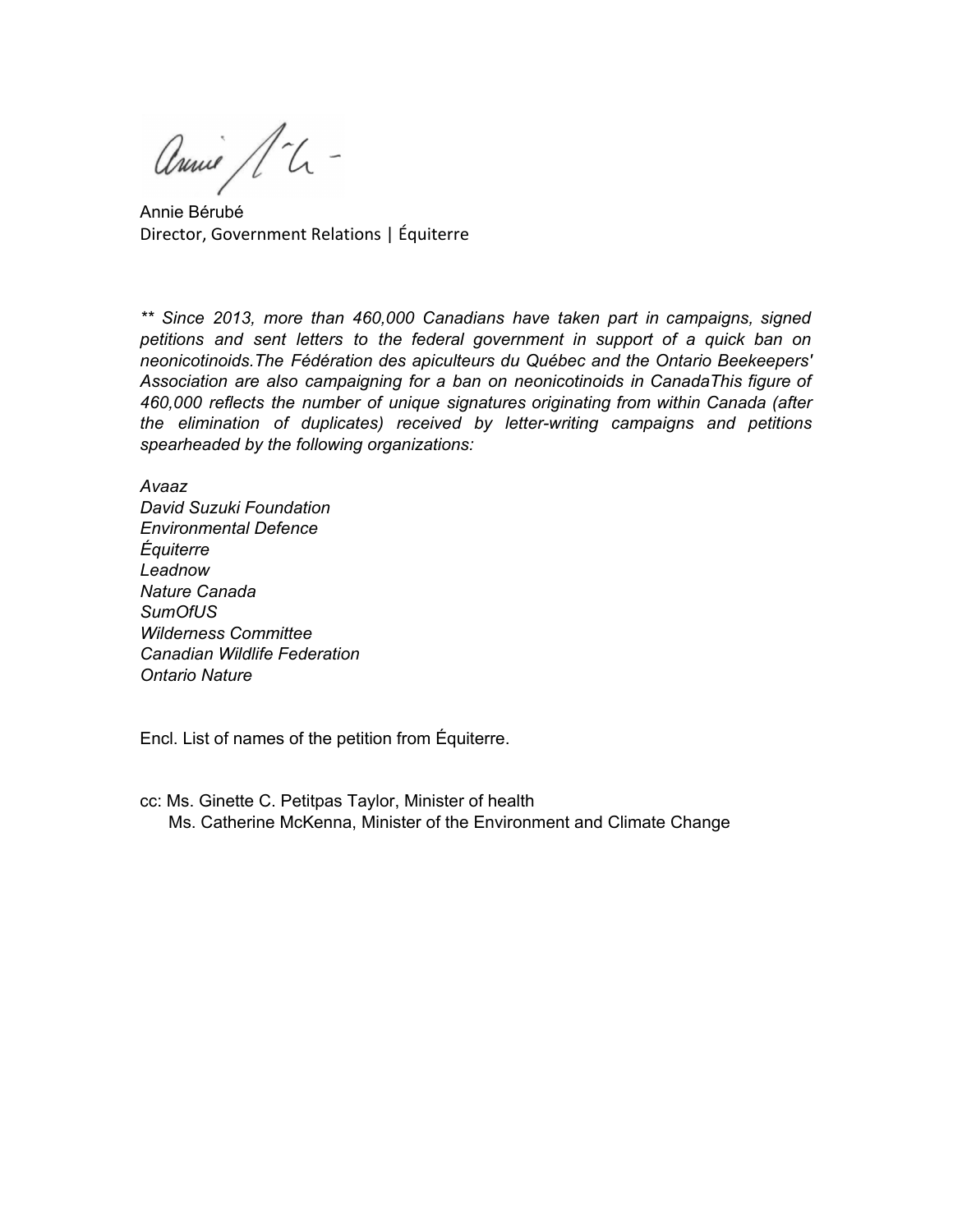Annie Bérubé
Director, Government Relations | Équiterre

*** Since 2013, more than 460,000 Canadians have taken part in campaigns, signed petitions and sent letters to the federal government in support of a quick ban on neonicotinoids.The Fédération des apiculteurs du Québec and the Ontario Beekeepers' Association are also campaigning for a ban on neonicotinoids in CanadaThis figure of 460,000 reflects the number of unique signatures originating from within Canada (after the elimination of duplicates) received by letter-writing campaigns and petitions spearheaded by the following organizations:*

*Avaaz*
*David Suzuki Foundation*
*Environmental Defence*
*Équiterre*
*Leadnow*
*Nature Canada*
*SumOfUS*
*Wilderness Committee*
*Canadian Wildlife Federation*
*Ontario Nature*

Encl. List of names of the petition from Équiterre.

cc: Ms. Ginette C. Petitpas Taylor, Minister of health
Ms. Catherine McKenna, Minister of the Environment and Climate Change